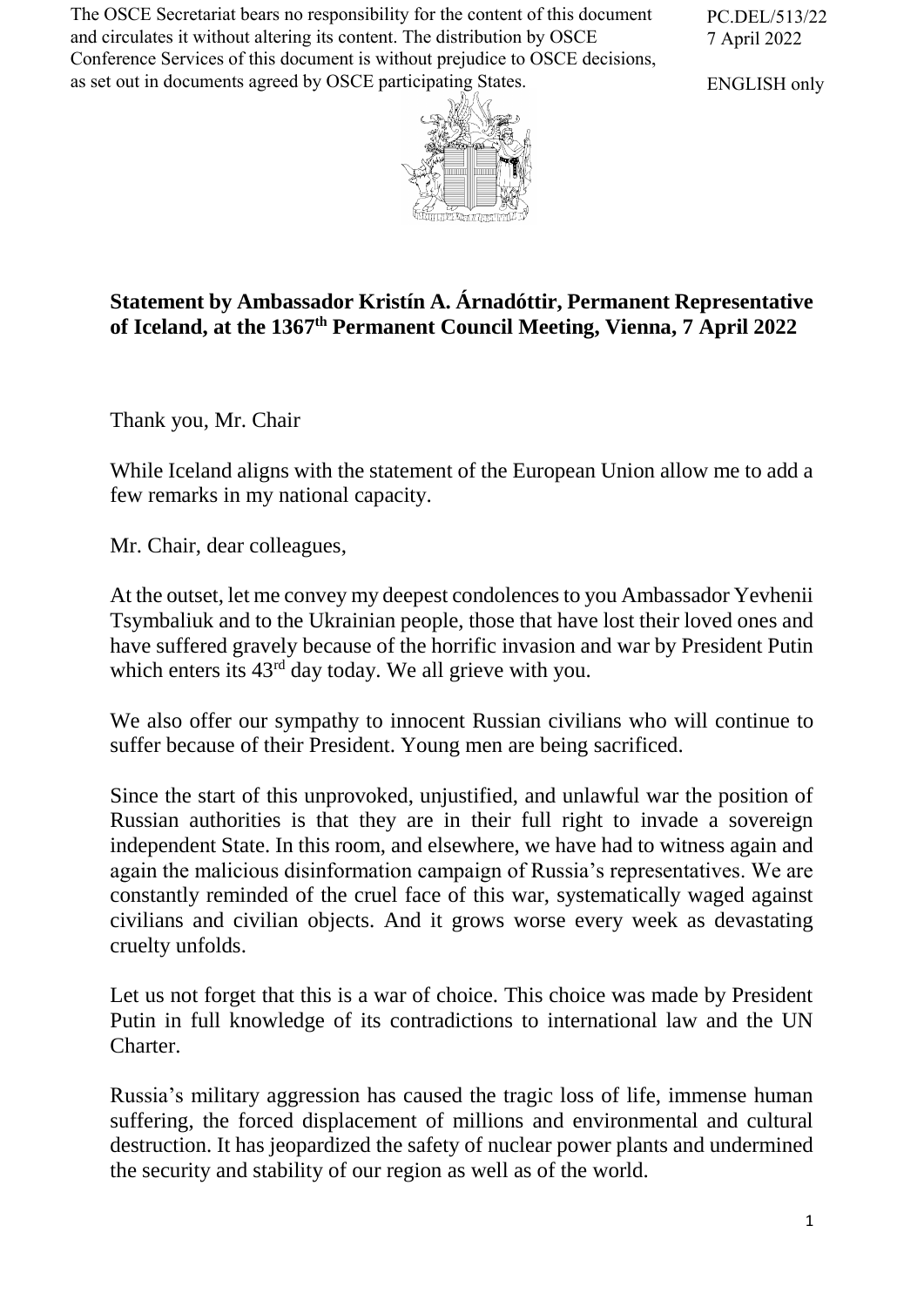The OSCE Secretariat bears no responsibility for the content of this document and circulates it without altering its content. The distribution by OSCE Conference Services of this document is without prejudice to OSCE decisions, as set out in documents agreed by OSCE participating States.

PC.DEL/513/22
7 April 2022

ENGLISH only

**Statement by Ambassador Kristín A. Árnadóttir, Permanent Representative of Iceland, at the 1367th Permanent Council Meeting, Vienna, 7 April 2022**

Thank you, Mr. Chair

While Iceland aligns with the statement of the European Union allow me to add a few remarks in my national capacity.

Mr. Chair, dear colleagues,

At the outset, let me convey my deepest condolences to you Ambassador Yevhenii Tsymbaliuk and to the Ukrainian people, those that have lost their loved ones and have suffered gravely because of the horrific invasion and war by President Putin which enters its 43rd day today. We all grieve with you.

We also offer our sympathy to innocent Russian civilians who will continue to suffer because of their President. Young men are being sacrificed.

Since the start of this unprovoked, unjustified, and unlawful war the position of Russian authorities is that they are in their full right to invade a sovereign independent State. In this room, and elsewhere, we have had to witness again and again the malicious disinformation campaign of Russia's representatives. We are constantly reminded of the cruel face of this war, systematically waged against civilians and civilian objects. And it grows worse every week as devastating cruelty unfolds.

Let us not forget that this is a war of choice. This choice was made by President Putin in full knowledge of its contradictions to international law and the UN Charter.

Russia's military aggression has caused the tragic loss of life, immense human suffering, the forced displacement of millions and environmental and cultural destruction. It has jeopardized the safety of nuclear power plants and undermined the security and stability of our region as well as of the world.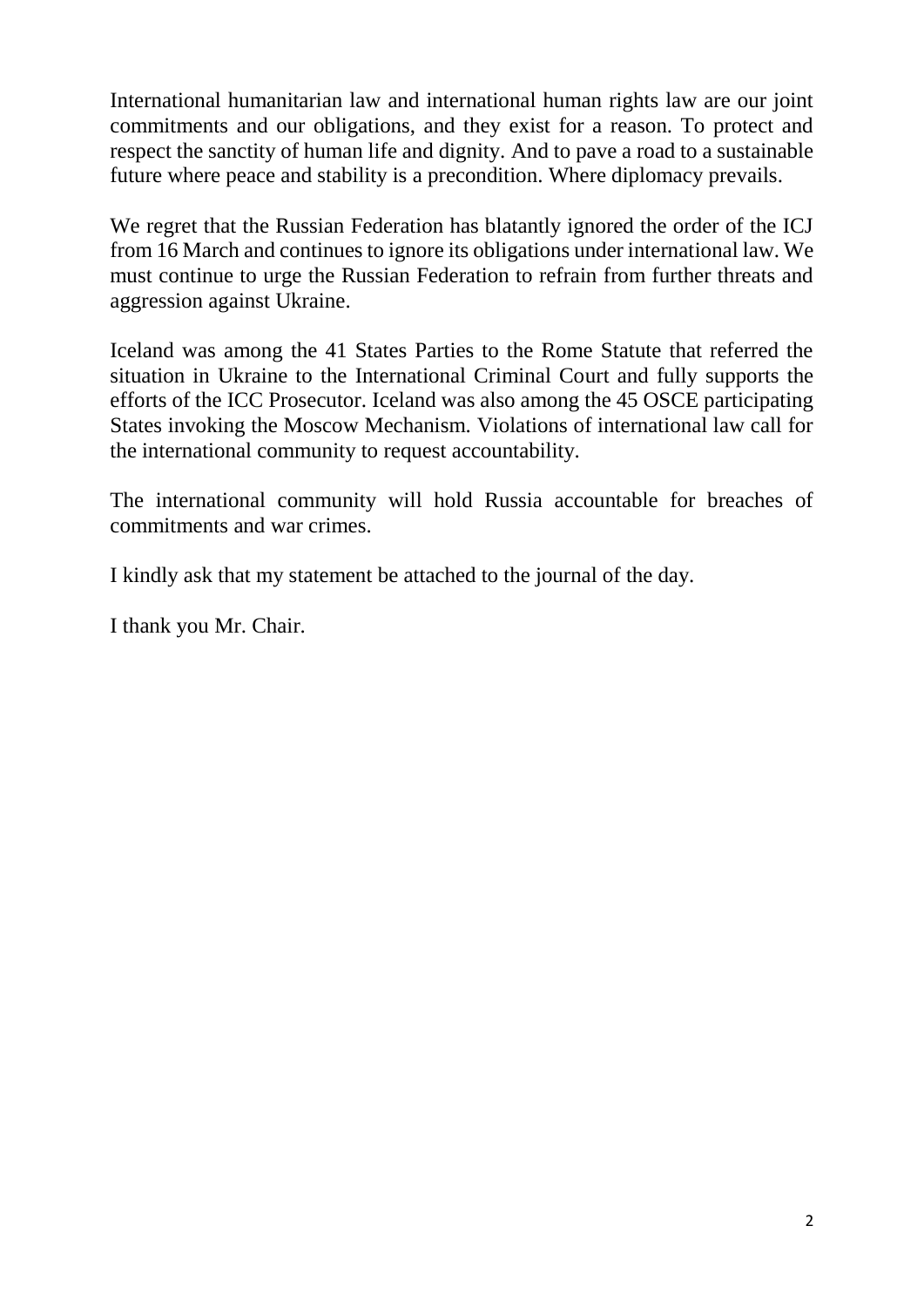International humanitarian law and international human rights law are our joint commitments and our obligations, and they exist for a reason. To protect and respect the sanctity of human life and dignity. And to pave a road to a sustainable future where peace and stability is a precondition. Where diplomacy prevails.

We regret that the Russian Federation has blatantly ignored the order of the ICJ from 16 March and continues to ignore its obligations under international law. We must continue to urge the Russian Federation to refrain from further threats and aggression against Ukraine.

Iceland was among the 41 States Parties to the Rome Statute that referred the situation in Ukraine to the International Criminal Court and fully supports the efforts of the ICC Prosecutor. Iceland was also among the 45 OSCE participating States invoking the Moscow Mechanism. Violations of international law call for the international community to request accountability.

The international community will hold Russia accountable for breaches of commitments and war crimes.

I kindly ask that my statement be attached to the journal of the day.

I thank you Mr. Chair.